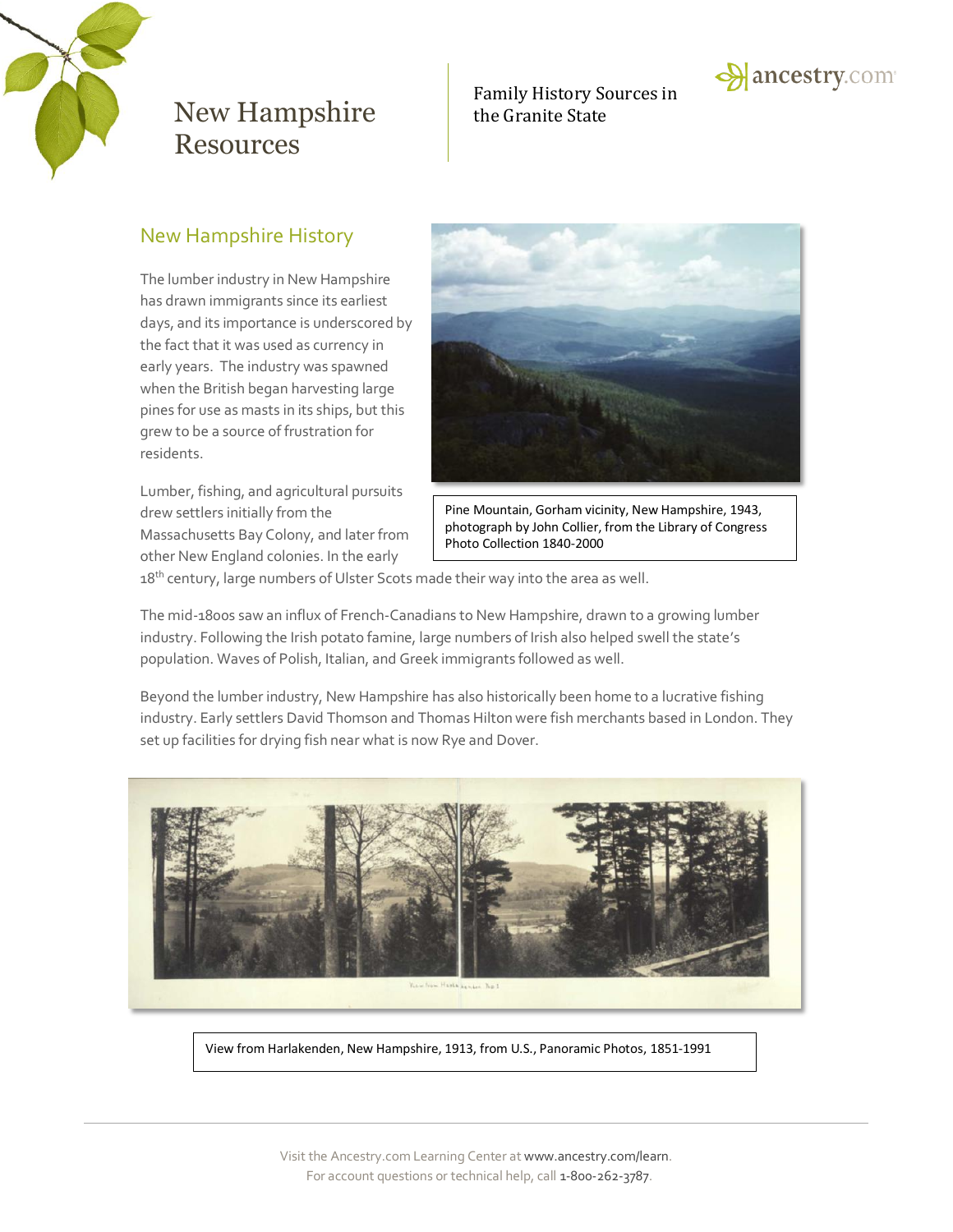# New Hampshire Resources

Family History Sources in the Granite State

## New Hampshire History

The lumber industry in New Hampshire has drawn immigrants since its earliest days, and its importance is underscored by the fact that it was used as currency in early years. The industry was spawned when the British began harvesting large pines for use as masts in its ships, but this grew to be a source of frustration for residents.

Lumber, fishing, and agricultural pursuits drew settlers initially from the Massachusetts Bay Colony, and later from other New England colonies. In the early 18th century, large numbers of Ulster Scots made their way into the area as well.

Pine Mountain, Gorham vicinity, New Hampshire, 1943, photograph by John Collier, from the Library of Congress Photo Collection 1840-2000

The mid-1800s saw an influx of French-Canadians to New Hampshire, drawn to a growing lumber industry. Following the Irish potato famine, large numbers of Irish also helped swell the state's population. Waves of Polish, Italian, and Greek immigrants followed as well.

Beyond the lumber industry, New Hampshire has also historically been home to a lucrative fishing industry. Early settlers David Thomson and Thomas Hilton were fish merchants based in London. They set up facilities for drying fish near what is now Rye and Dover.

View from Harlakenden, New Hampshire, 1913, from U.S., Panoramic Photos, 1851-1991

Visit the Ancestry.com Learning Center at www.ancestry.com/learn.
For account questions or technical help, call 1-800-262-3787.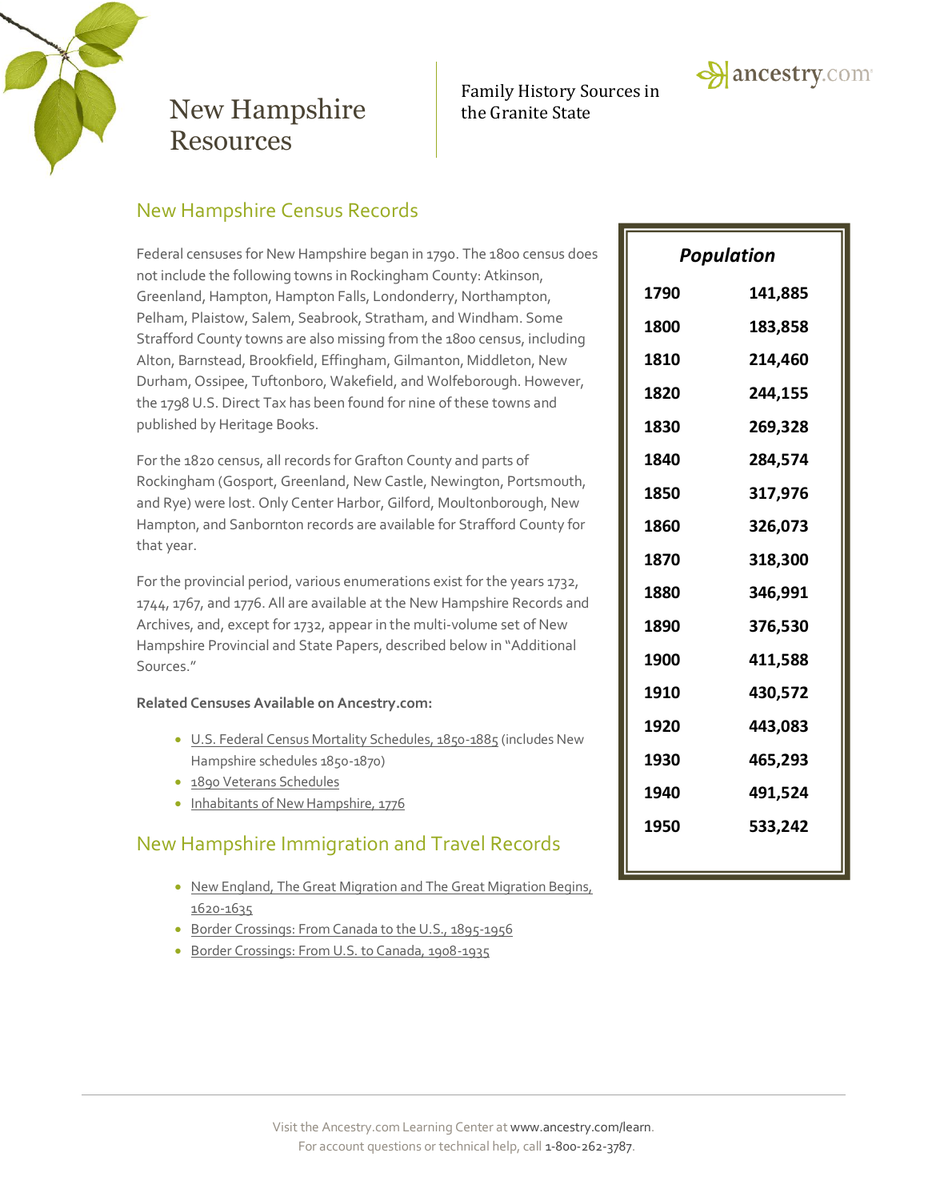# New Hampshire Resources

Family History Sources in the Granite State

## New Hampshire Census Records

Federal censuses for New Hampshire began in 1790. The 1800 census does not include the following towns in Rockingham County: Atkinson, Greenland, Hampton, Hampton Falls, Londonderry, Northampton, Pelham, Plaistow, Salem, Seabrook, Stratham, and Windham. Some Strafford County towns are also missing from the 1800 census, including Alton, Barnstead, Brookfield, Effingham, Gilmanton, Middleton, New Durham, Ossipee, Tuftonboro, Wakefield, and Wolfeborough. However, the 1798 U.S. Direct Tax has been found for nine of these towns and published by Heritage Books.

For the 1820 census, all records for Grafton County and parts of Rockingham (Gosport, Greenland, New Castle, Newington, Portsmouth, and Rye) were lost. Only Center Harbor, Gilford, Moultonborough, New Hampton, and Sanbornton records are available for Strafford County for that year.

For the provincial period, various enumerations exist for the years 1732, 1744, 1767, and 1776. All are available at the New Hampshire Records and Archives, and, except for 1732, appear in the multi-volume set of New Hampshire Provincial and State Papers, described below in "Additional Sources."

**Related Censuses Available on Ancestry.com:**

- U.S. Federal Census Mortality Schedules, 1850-1885 (includes New Hampshire schedules 1850-1870)
- 1890 Veterans Schedules
- Inhabitants of New Hampshire, 1776

| *Population* | |
|---|---|
| 1790 | 141,885 |
| 1800 | 183,858 |
| 1810 | 214,460 |
| 1820 | 244,155 |
| 1830 | 269,328 |
| 1840 | 284,574 |
| 1850 | 317,976 |
| 1860 | 326,073 |
| 1870 | 318,300 |
| 1880 | 346,991 |
| 1890 | 376,530 |
| 1900 | 411,588 |
| 1910 | 430,572 |
| 1920 | 443,083 |
| 1930 | 465,293 |
| 1940 | 491,524 |
| 1950 | 533,242 |

## New Hampshire Immigration and Travel Records

- New England, The Great Migration and The Great Migration Begins, 1620-1635
- Border Crossings: From Canada to the U.S., 1895-1956
- Border Crossings: From U.S. to Canada, 1908-1935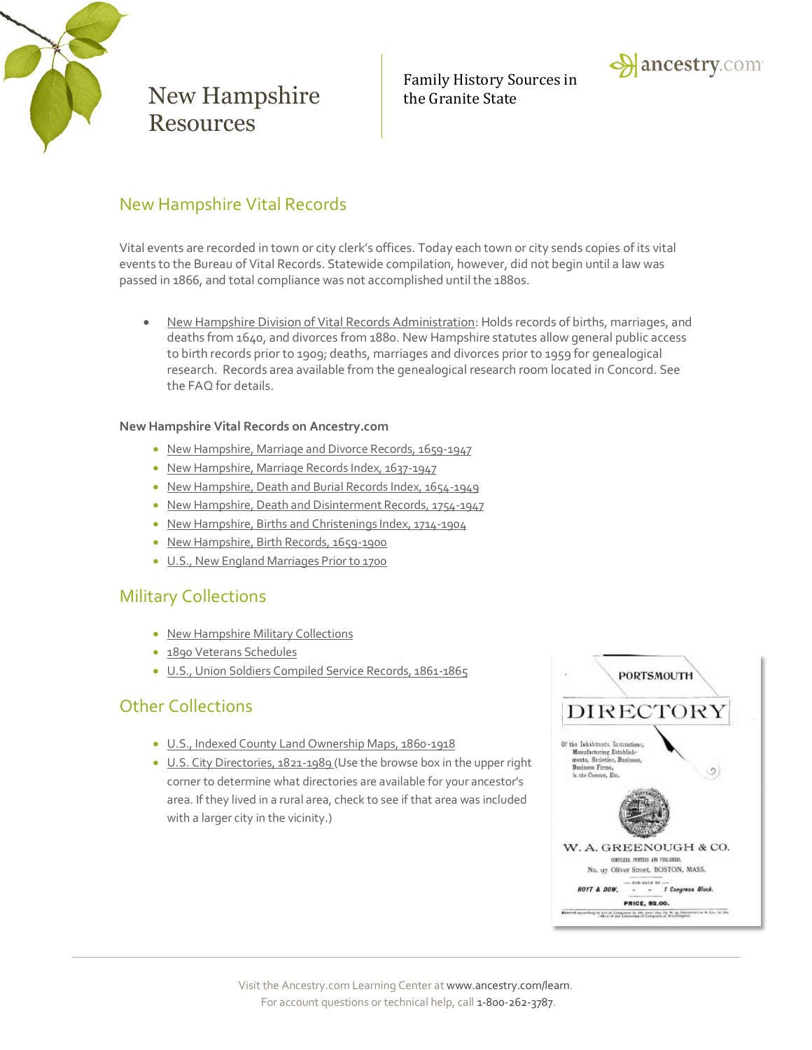# New Hampshire Resources

Family History Sources in the Granite State

## New Hampshire Vital Records

Vital events are recorded in town or city clerk's offices. Today each town or city sends copies of its vital events to the Bureau of Vital Records. Statewide compilation, however, did not begin until a law was passed in 1866, and total compliance was not accomplished until the 1880s.

- New Hampshire Division of Vital Records Administration: Holds records of births, marriages, and deaths from 1640, and divorces from 1880. New Hampshire statutes allow general public access to birth records prior to 1909; deaths, marriages and divorces prior to 1959 for genealogical research. Records area available from the genealogical research room located in Concord. See the FAQ for details.

**New Hampshire Vital Records on Ancestry.com**

- New Hampshire, Marriage and Divorce Records, 1659-1947
- New Hampshire, Marriage Records Index, 1637-1947
- New Hampshire, Death and Burial Records Index, 1654-1949
- New Hampshire, Death and Disinterment Records, 1754-1947
- New Hampshire, Births and Christenings Index, 1714-1904
- New Hampshire, Birth Records, 1659-1900
- U.S., New England Marriages Prior to 1700

## Military Collections

- New Hampshire Military Collections
- 1890 Veterans Schedules
- U.S., Union Soldiers Compiled Service Records, 1861-1865

## Other Collections

- U.S., Indexed County Land Ownership Maps, 1860-1918
- U.S. City Directories, 1821-1989 (Use the browse box in the upper right corner to determine what directories are available for your ancestor's area. If they lived in a rural area, check to see if that area was included with a larger city in the vicinity.)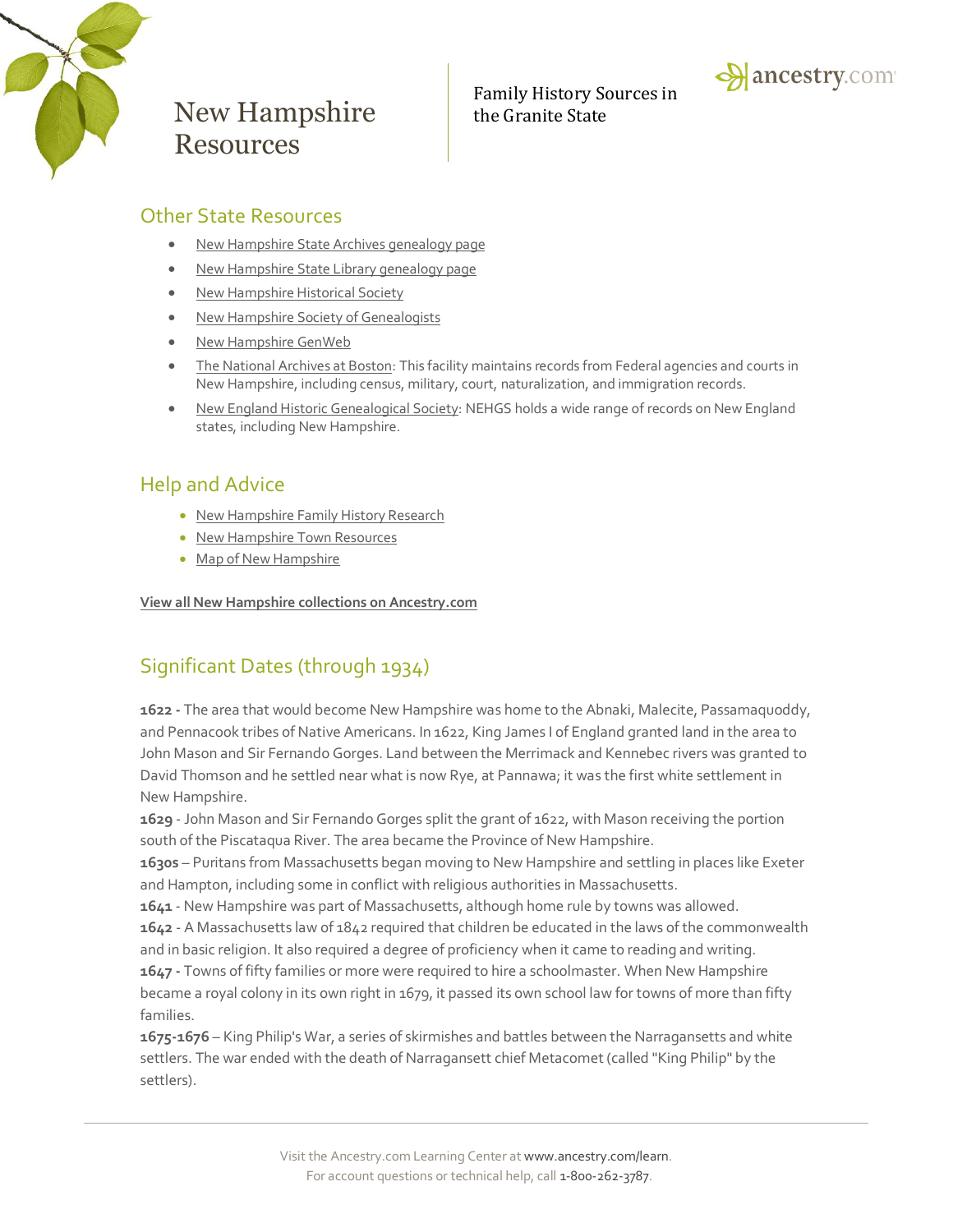# New Hampshire Resources

Family History Sources in the Granite State

## Other State Resources

- New Hampshire State Archives genealogy page
- New Hampshire State Library genealogy page
- New Hampshire Historical Society
- New Hampshire Society of Genealogists
- New Hampshire GenWeb
- The National Archives at Boston: This facility maintains records from Federal agencies and courts in New Hampshire, including census, military, court, naturalization, and immigration records.
- New England Historic Genealogical Society: NEHGS holds a wide range of records on New England states, including New Hampshire.

## Help and Advice

- New Hampshire Family History Research
- New Hampshire Town Resources
- Map of New Hampshire

**View all New Hampshire collections on Ancestry.com**

## Significant Dates (through 1934)

**1622 -** The area that would become New Hampshire was home to the Abnaki, Malecite, Passamaquoddy, and Pennacook tribes of Native Americans. In 1622, King James I of England granted land in the area to John Mason and Sir Fernando Gorges. Land between the Merrimack and Kennebec rivers was granted to David Thomson and he settled near what is now Rye, at Pannawa; it was the first white settlement in New Hampshire.

**1629** - John Mason and Sir Fernando Gorges split the grant of 1622, with Mason receiving the portion south of the Piscataqua River. The area became the Province of New Hampshire.

**1630s** – Puritans from Massachusetts began moving to New Hampshire and settling in places like Exeter and Hampton, including some in conflict with religious authorities in Massachusetts.

**1641** - New Hampshire was part of Massachusetts, although home rule by towns was allowed.

**1642** - A Massachusetts law of 1842 required that children be educated in the laws of the commonwealth and in basic religion. It also required a degree of proficiency when it came to reading and writing.

**1647 -** Towns of fifty families or more were required to hire a schoolmaster. When New Hampshire became a royal colony in its own right in 1679, it passed its own school law for towns of more than fifty families.

**1675-1676** – King Philip's War, a series of skirmishes and battles between the Narragansetts and white settlers. The war ended with the death of Narragansett chief Metacomet (called "King Philip" by the settlers).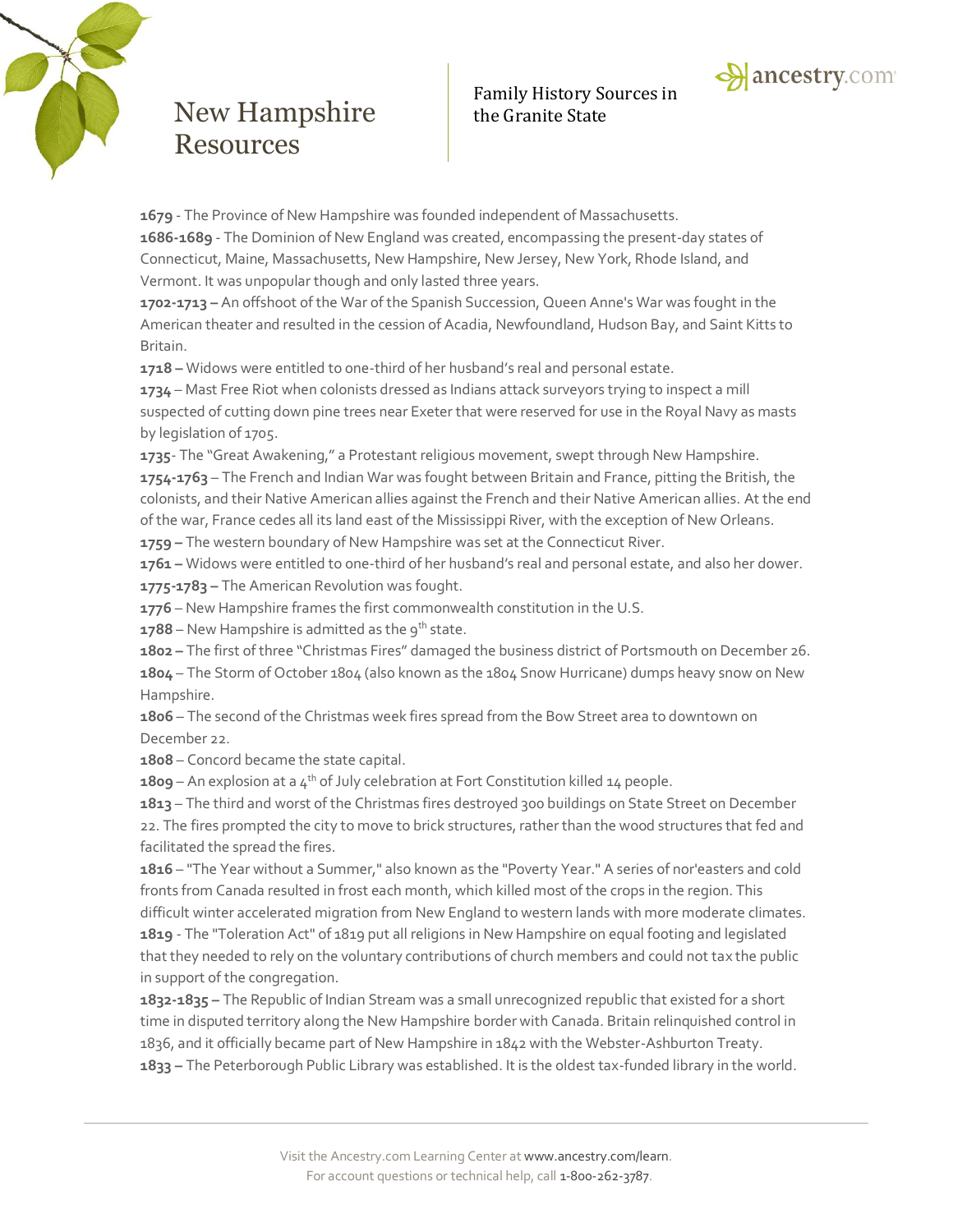# New Hampshire Resources

Family History Sources in the Granite State

**1679** - The Province of New Hampshire was founded independent of Massachusetts.
**1686-1689** - The Dominion of New England was created, encompassing the present-day states of Connecticut, Maine, Massachusetts, New Hampshire, New Jersey, New York, Rhode Island, and Vermont. It was unpopular though and only lasted three years.
**1702-1713 –** An offshoot of the War of the Spanish Succession, Queen Anne's War was fought in the American theater and resulted in the cession of Acadia, Newfoundland, Hudson Bay, and Saint Kitts to Britain.
**1718 –** Widows were entitled to one-third of her husband's real and personal estate.
**1734** – Mast Free Riot when colonists dressed as Indians attack surveyors trying to inspect a mill suspected of cutting down pine trees near Exeter that were reserved for use in the Royal Navy as masts by legislation of 1705.
**1735**- The "Great Awakening," a Protestant religious movement, swept through New Hampshire.
**1754-1763** – The French and Indian War was fought between Britain and France, pitting the British, the colonists, and their Native American allies against the French and their Native American allies. At the end of the war, France cedes all its land east of the Mississippi River, with the exception of New Orleans.
**1759 –** The western boundary of New Hampshire was set at the Connecticut River.
**1761 –** Widows were entitled to one-third of her husband's real and personal estate, and also her dower.
**1775-1783 –** The American Revolution was fought.
**1776** – New Hampshire frames the first commonwealth constitution in the U.S.
**1788** – New Hampshire is admitted as the 9th state.
**1802 –** The first of three "Christmas Fires" damaged the business district of Portsmouth on December 26.
**1804** – The Storm of October 1804 (also known as the 1804 Snow Hurricane) dumps heavy snow on New Hampshire.
**1806** – The second of the Christmas week fires spread from the Bow Street area to downtown on December 22.
**1808** – Concord became the state capital.
**1809** – An explosion at a 4th of July celebration at Fort Constitution killed 14 people.
**1813** – The third and worst of the Christmas fires destroyed 300 buildings on State Street on December 22. The fires prompted the city to move to brick structures, rather than the wood structures that fed and facilitated the spread the fires.
**1816** – "The Year without a Summer," also known as the "Poverty Year." A series of nor'easters and cold fronts from Canada resulted in frost each month, which killed most of the crops in the region. This difficult winter accelerated migration from New England to western lands with more moderate climates.
**1819** - The "Toleration Act" of 1819 put all religions in New Hampshire on equal footing and legislated that they needed to rely on the voluntary contributions of church members and could not tax the public in support of the congregation.
**1832-1835 –** The Republic of Indian Stream was a small unrecognized republic that existed for a short time in disputed territory along the New Hampshire border with Canada. Britain relinquished control in 1836, and it officially became part of New Hampshire in 1842 with the Webster-Ashburton Treaty.
**1833 –** The Peterborough Public Library was established. It is the oldest tax-funded library in the world.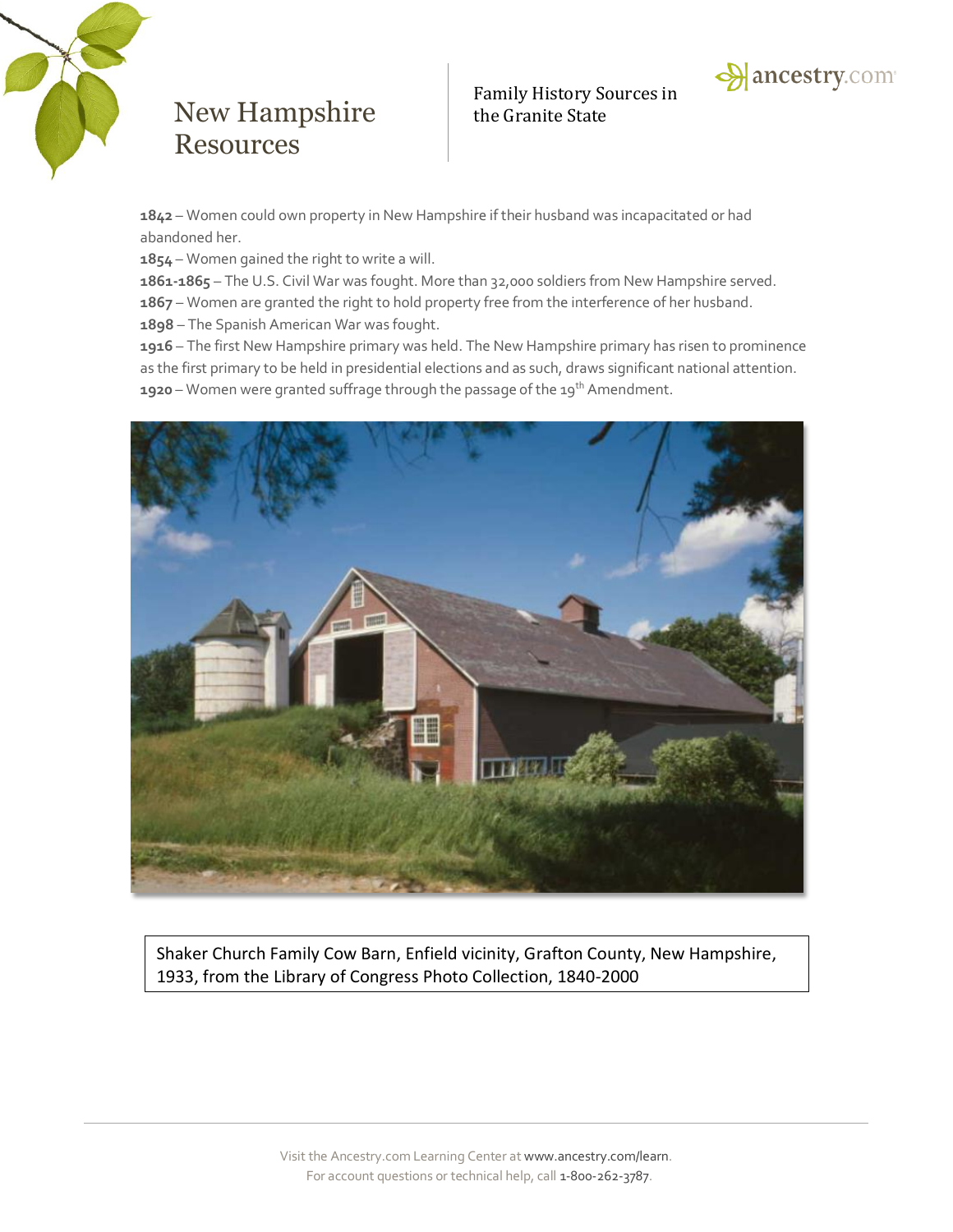**1842** – Women could own property in New Hampshire if their husband was incapacitated or had abandoned her.
**1854** – Women gained the right to write a will.
**1861-1865** – The U.S. Civil War was fought. More than 32,000 soldiers from New Hampshire served.
**1867** – Women are granted the right to hold property free from the interference of her husband.
**1898** – The Spanish American War was fought.
**1916** – The first New Hampshire primary was held. The New Hampshire primary has risen to prominence as the first primary to be held in presidential elections and as such, draws significant national attention.
**1920** – Women were granted suffrage through the passage of the 19th Amendment.

Shaker Church Family Cow Barn, Enfield vicinity, Grafton County, New Hampshire, 1933, from the Library of Congress Photo Collection, 1840-2000